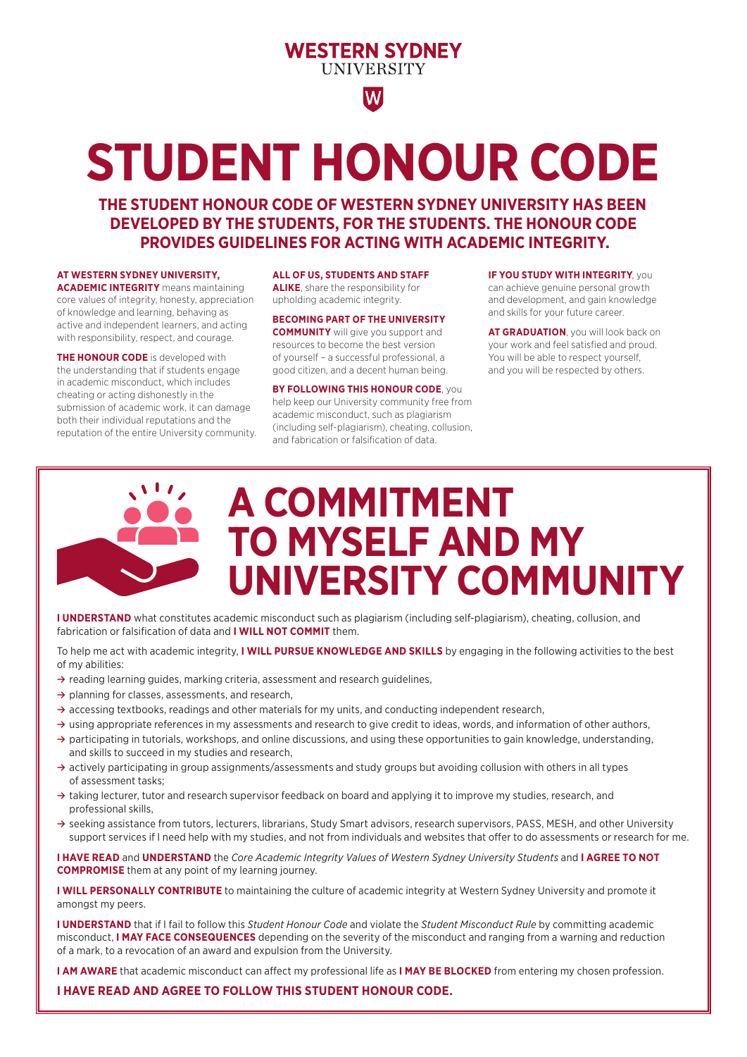WESTERN SYDNEY UNIVERSITY

# STUDENT HONOUR CODE

### THE STUDENT HONOUR CODE OF WESTERN SYDNEY UNIVERSITY HAS BEEN DEVELOPED BY THE STUDENTS, FOR THE STUDENTS. THE HONOUR CODE PROVIDES GUIDELINES FOR ACTING WITH ACADEMIC INTEGRITY.

**AT WESTERN SYDNEY UNIVERSITY, ACADEMIC INTEGRITY** means maintaining core values of integrity, honesty, appreciation of knowledge and learning, behaving as active and independent learners, and acting with responsibility, respect, and courage.

**THE HONOUR CODE** is developed with the understanding that if students engage in academic misconduct, which includes cheating or acting dishonestly in the submission of academic work, it can damage both their individual reputations and the reputation of the entire University community.

**ALL OF US, STUDENTS AND STAFF ALIKE**, share the responsibility for upholding academic integrity.

**BECOMING PART OF THE UNIVERSITY COMMUNITY** will give you support and resources to become the best version of yourself – a successful professional, a good citizen, and a decent human being.

**BY FOLLOWING THIS HONOUR CODE**, you help keep our University community free from academic misconduct, such as plagiarism (including self-plagiarism), cheating, collusion, and fabrication or falsification of data.

**IF YOU STUDY WITH INTEGRITY**, you can achieve genuine personal growth and development, and gain knowledge and skills for your future career.

**AT GRADUATION**, you will look back on your work and feel satisfied and proud. You will be able to respect yourself, and you will be respected by others.

## A COMMITMENT TO MYSELF AND MY UNIVERSITY COMMUNITY

**I UNDERSTAND** what constitutes academic misconduct such as plagiarism (including self-plagiarism), cheating, collusion, and fabrication or falsification of data and **I WILL NOT COMMIT** them.

To help me act with academic integrity, **I WILL PURSUE KNOWLEDGE AND SKILLS** by engaging in the following activities to the best of my abilities:

- → reading learning guides, marking criteria, assessment and research guidelines,
- → planning for classes, assessments, and research,
- → accessing textbooks, readings and other materials for my units, and conducting independent research,
- → using appropriate references in my assessments and research to give credit to ideas, words, and information of other authors,
- → participating in tutorials, workshops, and online discussions, and using these opportunities to gain knowledge, understanding, and skills to succeed in my studies and research,
- → actively participating in group assignments/assessments and study groups but avoiding collusion with others in all types of assessment tasks;
- → taking lecturer, tutor and research supervisor feedback on board and applying it to improve my studies, research, and professional skills,
- → seeking assistance from tutors, lecturers, librarians, Study Smart advisors, research supervisors, PASS, MESH, and other University support services if I need help with my studies, and not from individuals and websites that offer to do assessments or research for me.

**I HAVE READ** and **UNDERSTAND** the *Core Academic Integrity Values of Western Sydney University Students* and **I AGREE TO NOT COMPROMISE** them at any point of my learning journey.

**I WILL PERSONALLY CONTRIBUTE** to maintaining the culture of academic integrity at Western Sydney University and promote it amongst my peers.

**I UNDERSTAND** that if I fail to follow this *Student Honour Code* and violate the *Student Misconduct Rule* by committing academic misconduct, **I MAY FACE CONSEQUENCES** depending on the severity of the misconduct and ranging from a warning and reduction of a mark, to a revocation of an award and expulsion from the University.

**I AM AWARE** that academic misconduct can affect my professional life as **I MAY BE BLOCKED** from entering my chosen profession.

**I HAVE READ AND AGREE TO FOLLOW THIS STUDENT HONOUR CODE.**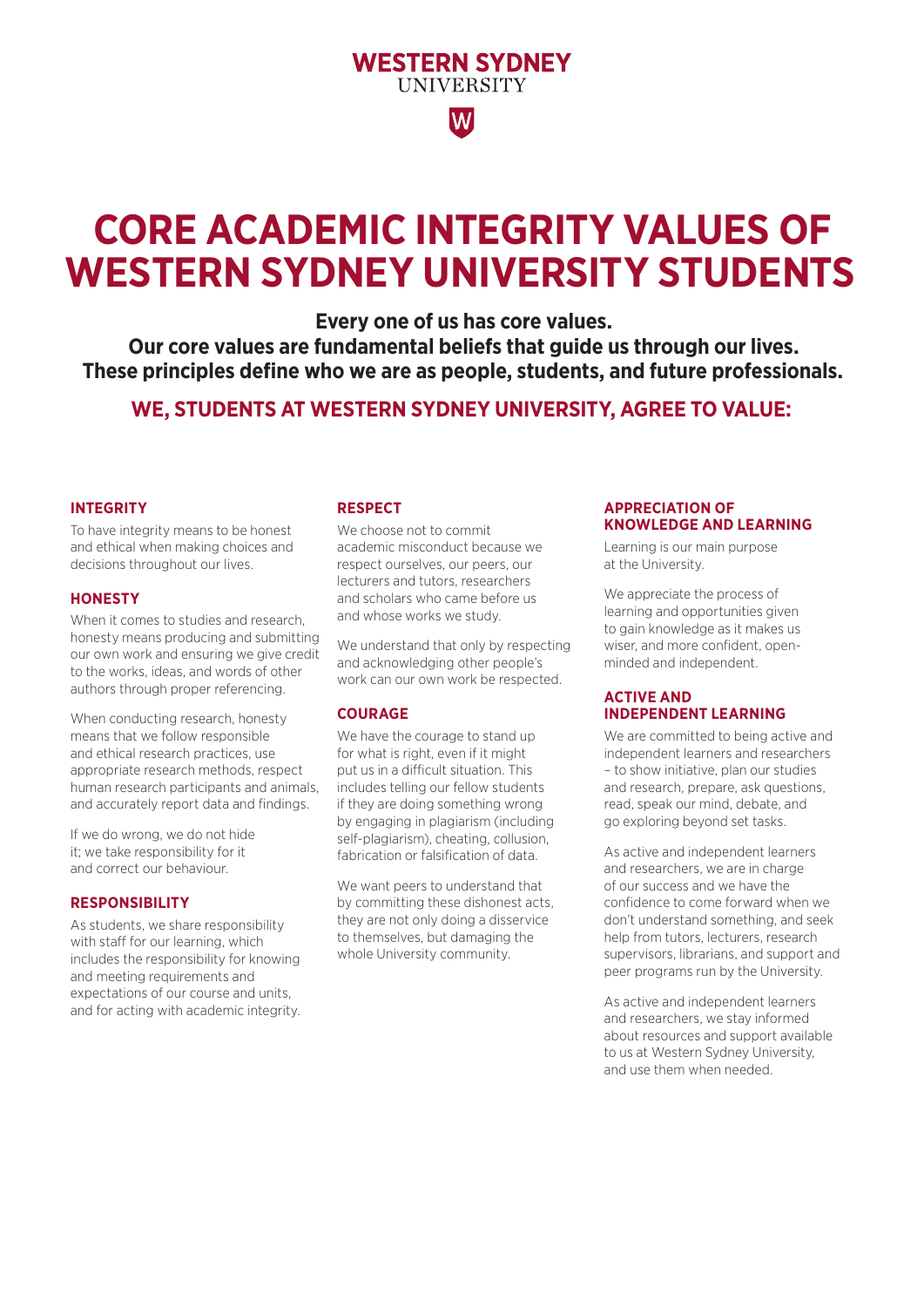WESTERN SYDNEY UNIVERSITY

# CORE ACADEMIC INTEGRITY VALUES OF WESTERN SYDNEY UNIVERSITY STUDENTS

**Every one of us has core values.**
**Our core values are fundamental beliefs that guide us through our lives.**
**These principles define who we are as people, students, and future professionals.**

## WE, STUDENTS AT WESTERN SYDNEY UNIVERSITY, AGREE TO VALUE:

### INTEGRITY

To have integrity means to be honest and ethical when making choices and decisions throughout our lives.

### HONESTY

When it comes to studies and research, honesty means producing and submitting our own work and ensuring we give credit to the works, ideas, and words of other authors through proper referencing.

When conducting research, honesty means that we follow responsible and ethical research practices, use appropriate research methods, respect human research participants and animals, and accurately report data and findings.

If we do wrong, we do not hide it; we take responsibility for it and correct our behaviour.

### RESPONSIBILITY

As students, we share responsibility with staff for our learning, which includes the responsibility for knowing and meeting requirements and expectations of our course and units, and for acting with academic integrity.

### RESPECT

We choose not to commit academic misconduct because we respect ourselves, our peers, our lecturers and tutors, researchers and scholars who came before us and whose works we study.

We understand that only by respecting and acknowledging other people's work can our own work be respected.

### COURAGE

We have the courage to stand up for what is right, even if it might put us in a difficult situation. This includes telling our fellow students if they are doing something wrong by engaging in plagiarism (including self-plagiarism), cheating, collusion, fabrication or falsification of data.

We want peers to understand that by committing these dishonest acts, they are not only doing a disservice to themselves, but damaging the whole University community.

### APPRECIATION OF KNOWLEDGE AND LEARNING

Learning is our main purpose at the University.

We appreciate the process of learning and opportunities given to gain knowledge as it makes us wiser, and more confident, open-minded and independent.

### ACTIVE AND INDEPENDENT LEARNING

We are committed to being active and independent learners and researchers – to show initiative, plan our studies and research, prepare, ask questions, read, speak our mind, debate, and go exploring beyond set tasks.

As active and independent learners and researchers, we are in charge of our success and we have the confidence to come forward when we don't understand something, and seek help from tutors, lecturers, research supervisors, librarians, and support and peer programs run by the University.

As active and independent learners and researchers, we stay informed about resources and support available to us at Western Sydney University, and use them when needed.